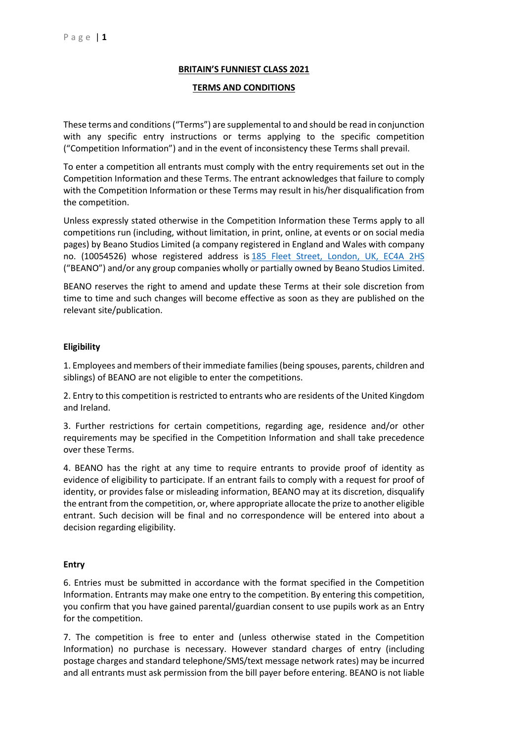**BRITAIN'S FUNNIEST CLASS 2021**

**TERMS AND CONDITIONS**

These terms and conditions ("Terms") are supplemental to and should be read in conjunction with any specific entry instructions or terms applying to the specific competition ("Competition Information") and in the event of inconsistency these Terms shall prevail.

To enter a competition all entrants must comply with the entry requirements set out in the Competition Information and these Terms. The entrant acknowledges that failure to comply with the Competition Information or these Terms may result in his/her disqualification from the competition.

Unless expressly stated otherwise in the Competition Information these Terms apply to all competitions run (including, without limitation, in print, online, at events or on social media pages) by Beano Studios Limited (a company registered in England and Wales with company no. (10054526) whose registered address is 185 Fleet Street, London, UK, EC4A 2HS ("BEANO") and/or any group companies wholly or partially owned by Beano Studios Limited.

BEANO reserves the right to amend and update these Terms at their sole discretion from time to time and such changes will become effective as soon as they are published on the relevant site/publication.

**Eligibility**

1. Employees and members of their immediate families (being spouses, parents, children and siblings) of BEANO are not eligible to enter the competitions.

2. Entry to this competition is restricted to entrants who are residents of the United Kingdom and Ireland.

3. Further restrictions for certain competitions, regarding age, residence and/or other requirements may be specified in the Competition Information and shall take precedence over these Terms.

4. BEANO has the right at any time to require entrants to provide proof of identity as evidence of eligibility to participate. If an entrant fails to comply with a request for proof of identity, or provides false or misleading information, BEANO may at its discretion, disqualify the entrant from the competition, or, where appropriate allocate the prize to another eligible entrant. Such decision will be final and no correspondence will be entered into about a decision regarding eligibility.

**Entry**

6. Entries must be submitted in accordance with the format specified in the Competition Information. Entrants may make one entry to the competition. By entering this competition, you confirm that you have gained parental/guardian consent to use pupils work as an Entry for the competition.

7. The competition is free to enter and (unless otherwise stated in the Competition Information) no purchase is necessary. However standard charges of entry (including postage charges and standard telephone/SMS/text message network rates) may be incurred and all entrants must ask permission from the bill payer before entering. BEANO is not liable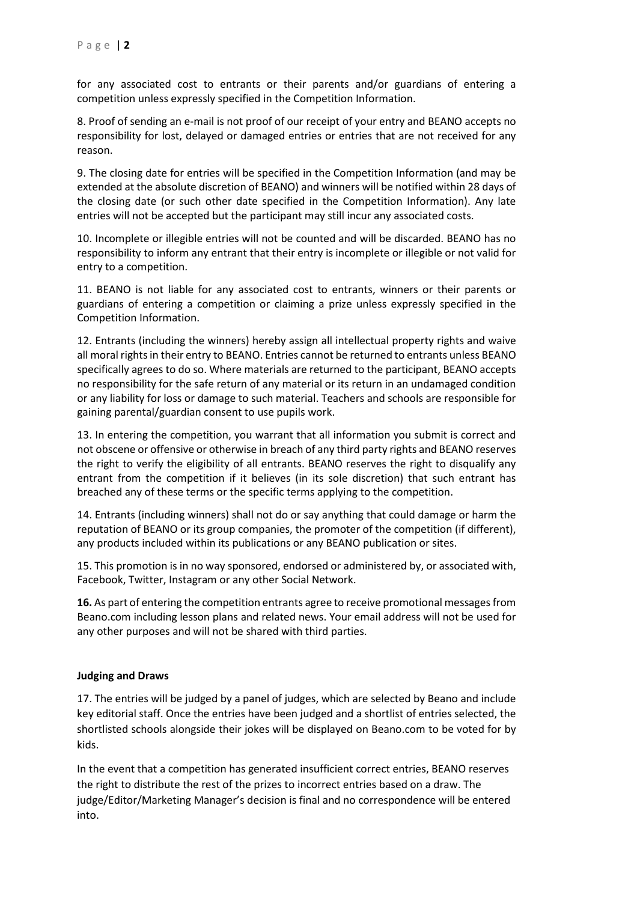for any associated cost to entrants or their parents and/or guardians of entering a competition unless expressly specified in the Competition Information.

8. Proof of sending an e-mail is not proof of our receipt of your entry and BEANO accepts no responsibility for lost, delayed or damaged entries or entries that are not received for any reason.

9. The closing date for entries will be specified in the Competition Information (and may be extended at the absolute discretion of BEANO) and winners will be notified within 28 days of the closing date (or such other date specified in the Competition Information). Any late entries will not be accepted but the participant may still incur any associated costs.

10. Incomplete or illegible entries will not be counted and will be discarded. BEANO has no responsibility to inform any entrant that their entry is incomplete or illegible or not valid for entry to a competition.

11. BEANO is not liable for any associated cost to entrants, winners or their parents or guardians of entering a competition or claiming a prize unless expressly specified in the Competition Information.

12. Entrants (including the winners) hereby assign all intellectual property rights and waive all moral rights in their entry to BEANO. Entries cannot be returned to entrants unless BEANO specifically agrees to do so. Where materials are returned to the participant, BEANO accepts no responsibility for the safe return of any material or its return in an undamaged condition or any liability for loss or damage to such material. Teachers and schools are responsible for gaining parental/guardian consent to use pupils work.

13. In entering the competition, you warrant that all information you submit is correct and not obscene or offensive or otherwise in breach of any third party rights and BEANO reserves the right to verify the eligibility of all entrants. BEANO reserves the right to disqualify any entrant from the competition if it believes (in its sole discretion) that such entrant has breached any of these terms or the specific terms applying to the competition.

14. Entrants (including winners) shall not do or say anything that could damage or harm the reputation of BEANO or its group companies, the promoter of the competition (if different), any products included within its publications or any BEANO publication or sites.

15. This promotion is in no way sponsored, endorsed or administered by, or associated with, Facebook, Twitter, Instagram or any other Social Network.

**16.** As part of entering the competition entrants agree to receive promotional messages from Beano.com including lesson plans and related news. Your email address will not be used for any other purposes and will not be shared with third parties.

**Judging and Draws**

17. The entries will be judged by a panel of judges, which are selected by Beano and include key editorial staff. Once the entries have been judged and a shortlist of entries selected, the shortlisted schools alongside their jokes will be displayed on Beano.com to be voted for by kids.

In the event that a competition has generated insufficient correct entries, BEANO reserves the right to distribute the rest of the prizes to incorrect entries based on a draw. The judge/Editor/Marketing Manager's decision is final and no correspondence will be entered into.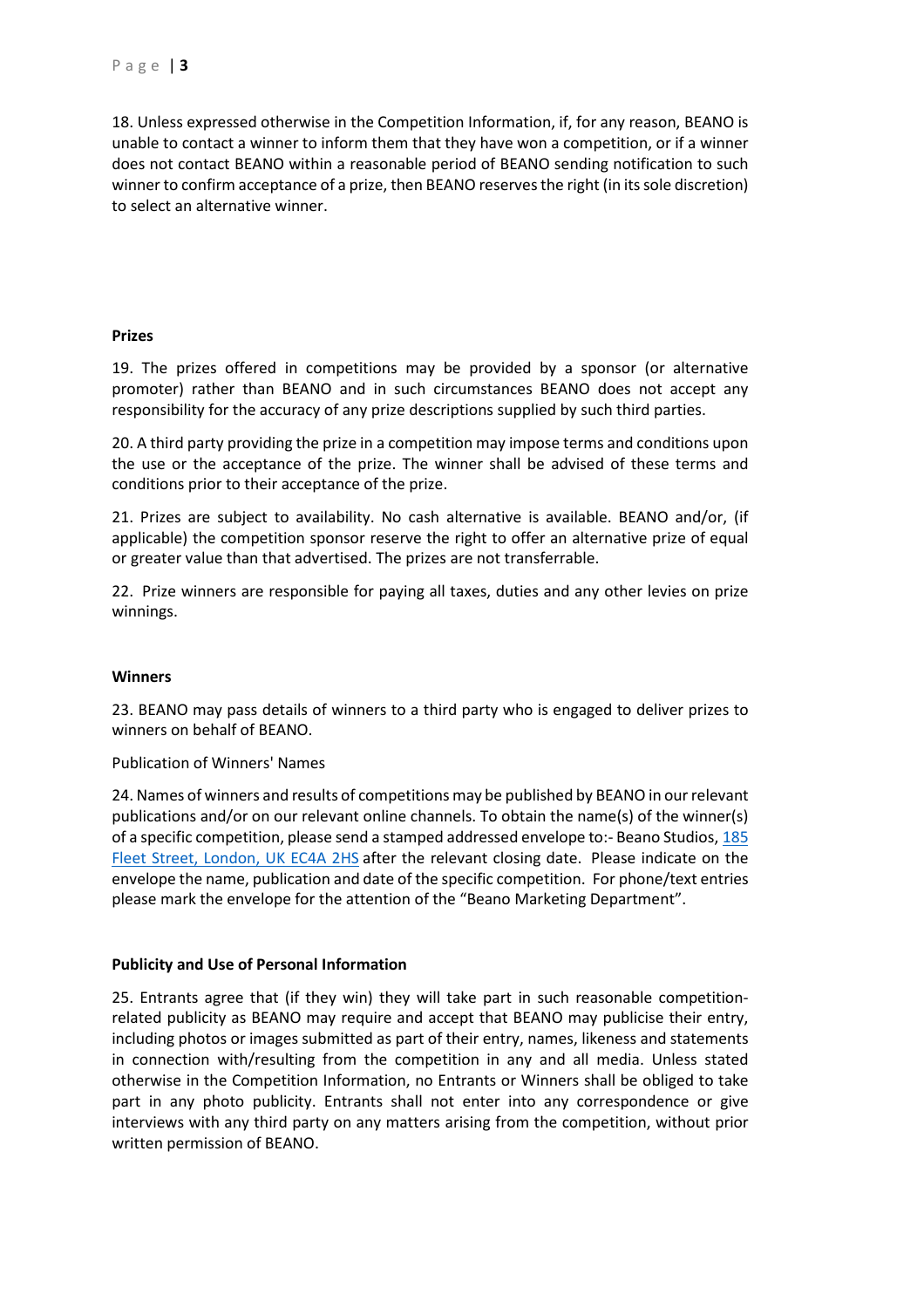18. Unless expressed otherwise in the Competition Information, if, for any reason, BEANO is unable to contact a winner to inform them that they have won a competition, or if a winner does not contact BEANO within a reasonable period of BEANO sending notification to such winner to confirm acceptance of a prize, then BEANO reserves the right (in its sole discretion) to select an alternative winner.

**Prizes**

19. The prizes offered in competitions may be provided by a sponsor (or alternative promoter) rather than BEANO and in such circumstances BEANO does not accept any responsibility for the accuracy of any prize descriptions supplied by such third parties.

20. A third party providing the prize in a competition may impose terms and conditions upon the use or the acceptance of the prize. The winner shall be advised of these terms and conditions prior to their acceptance of the prize.

21. Prizes are subject to availability. No cash alternative is available. BEANO and/or, (if applicable) the competition sponsor reserve the right to offer an alternative prize of equal or greater value than that advertised. The prizes are not transferrable.

22. Prize winners are responsible for paying all taxes, duties and any other levies on prize winnings.

**Winners**

23. BEANO may pass details of winners to a third party who is engaged to deliver prizes to winners on behalf of BEANO.

Publication of Winners' Names

24. Names of winners and results of competitions may be published by BEANO in our relevant publications and/or on our relevant online channels. To obtain the name(s) of the winner(s) of a specific competition, please send a stamped addressed envelope to:- Beano Studios, 185 Fleet Street, London, UK EC4A 2HS after the relevant closing date. Please indicate on the envelope the name, publication and date of the specific competition. For phone/text entries please mark the envelope for the attention of the "Beano Marketing Department".

**Publicity and Use of Personal Information**

25. Entrants agree that (if they win) they will take part in such reasonable competition-related publicity as BEANO may require and accept that BEANO may publicise their entry, including photos or images submitted as part of their entry, names, likeness and statements in connection with/resulting from the competition in any and all media. Unless stated otherwise in the Competition Information, no Entrants or Winners shall be obliged to take part in any photo publicity. Entrants shall not enter into any correspondence or give interviews with any third party on any matters arising from the competition, without prior written permission of BEANO.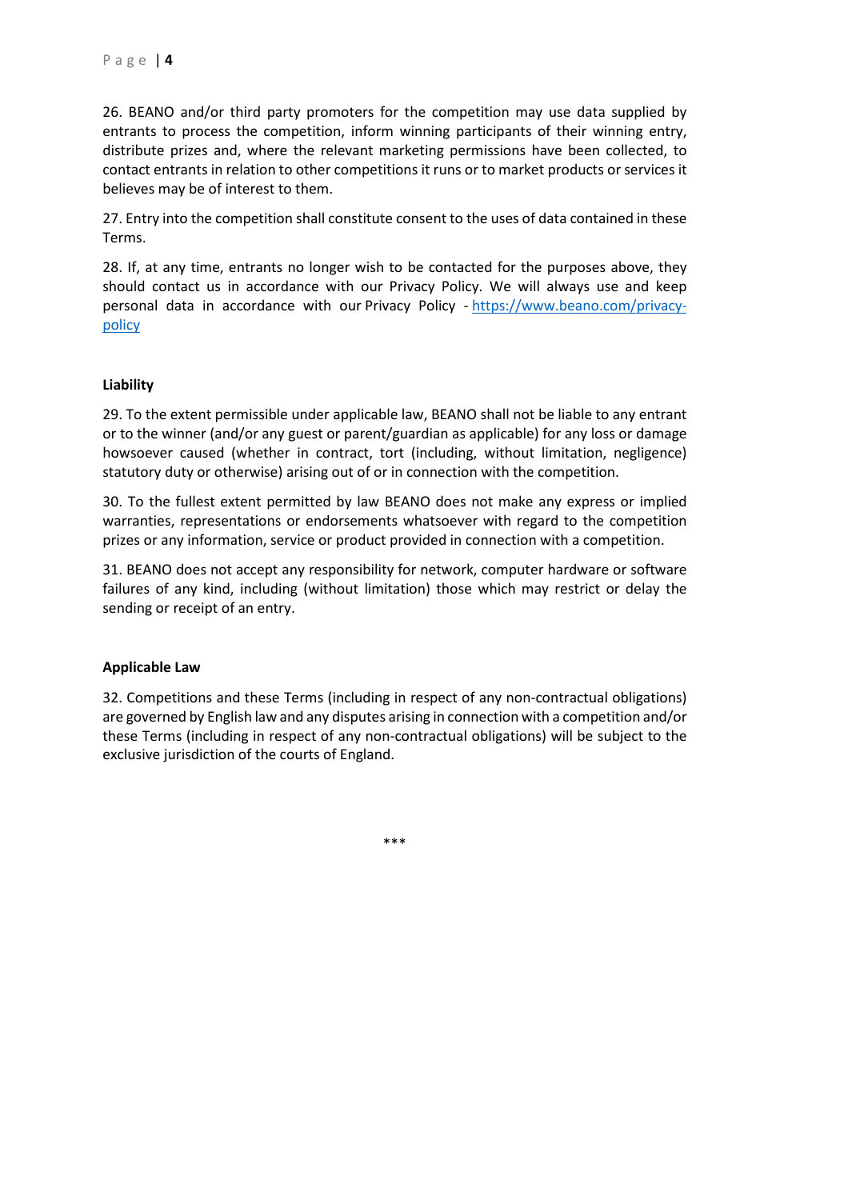26. BEANO and/or third party promoters for the competition may use data supplied by entrants to process the competition, inform winning participants of their winning entry, distribute prizes and, where the relevant marketing permissions have been collected, to contact entrants in relation to other competitions it runs or to market products or services it believes may be of interest to them.

27. Entry into the competition shall constitute consent to the uses of data contained in these Terms.

28. If, at any time, entrants no longer wish to be contacted for the purposes above, they should contact us in accordance with our Privacy Policy. We will always use and keep personal data in accordance with our Privacy Policy - [https://www.beano.com/privacy-policy](https://www.beano.com/privacy-policy)

**Liability**

29. To the extent permissible under applicable law, BEANO shall not be liable to any entrant or to the winner (and/or any guest or parent/guardian as applicable) for any loss or damage howsoever caused (whether in contract, tort (including, without limitation, negligence) statutory duty or otherwise) arising out of or in connection with the competition.

30. To the fullest extent permitted by law BEANO does not make any express or implied warranties, representations or endorsements whatsoever with regard to the competition prizes or any information, service or product provided in connection with a competition.

31. BEANO does not accept any responsibility for network, computer hardware or software failures of any kind, including (without limitation) those which may restrict or delay the sending or receipt of an entry.

**Applicable Law**

32. Competitions and these Terms (including in respect of any non-contractual obligations) are governed by English law and any disputes arising in connection with a competition and/or these Terms (including in respect of any non-contractual obligations) will be subject to the exclusive jurisdiction of the courts of England.

***